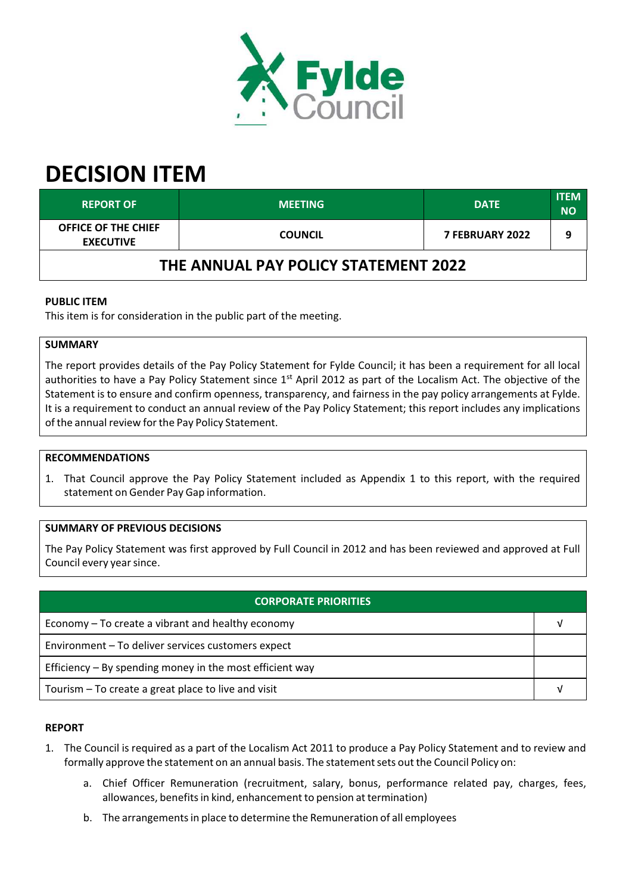# DECISION ITEM

| REPORT OF | MEETING | DATE | ITEM NO |
|---|---|---|---|
| OFFICE OF THE CHIEF EXECUTIVE | COUNCIL | 7 FEBRUARY 2022 | 9 |
| **THE ANNUAL PAY POLICY STATEMENT 2022** | | | |

**PUBLIC ITEM**

This item is for consideration in the public part of the meeting.

**SUMMARY**

The report provides details of the Pay Policy Statement for Fylde Council; it has been a requirement for all local authorities to have a Pay Policy Statement since 1st April 2012 as part of the Localism Act. The objective of the Statement is to ensure and confirm openness, transparency, and fairness in the pay policy arrangements at Fylde. It is a requirement to conduct an annual review of the Pay Policy Statement; this report includes any implications of the annual review for the Pay Policy Statement.

**RECOMMENDATIONS**

1. That Council approve the Pay Policy Statement included as Appendix 1 to this report, with the required statement on Gender Pay Gap information.

**SUMMARY OF PREVIOUS DECISIONS**

The Pay Policy Statement was first approved by Full Council in 2012 and has been reviewed and approved at Full Council every year since.

| CORPORATE PRIORITIES | |
|---|---|
| Economy – To create a vibrant and healthy economy | √ |
| Environment – To deliver services customers expect | |
| Efficiency – By spending money in the most efficient way | |
| Tourism – To create a great place to live and visit | √ |

**REPORT**

1. The Council is required as a part of the Localism Act 2011 to produce a Pay Policy Statement and to review and formally approve the statement on an annual basis. The statement sets out the Council Policy on:
   a. Chief Officer Remuneration (recruitment, salary, bonus, performance related pay, charges, fees, allowances, benefits in kind, enhancement to pension at termination)
   b. The arrangements in place to determine the Remuneration of all employees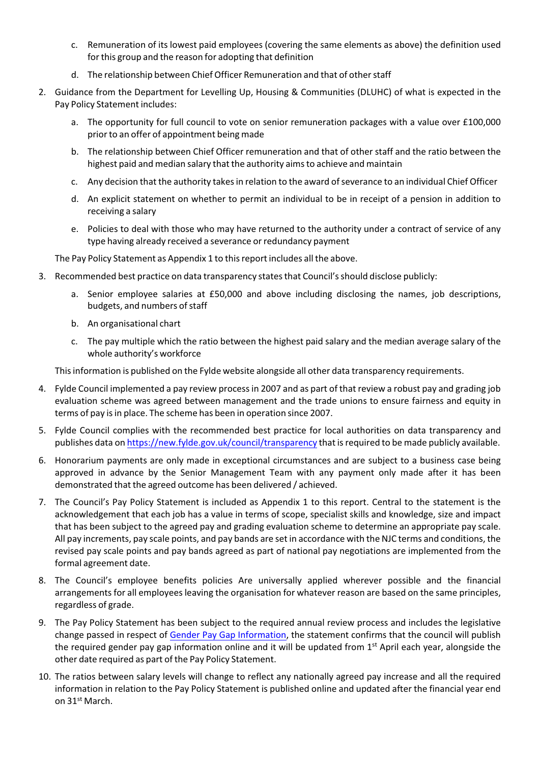c. Remuneration of its lowest paid employees (covering the same elements as above) the definition used for this group and the reason for adopting that definition

   d. The relationship between Chief Officer Remuneration and that of other staff

2. Guidance from the Department for Levelling Up, Housing & Communities (DLUHC) of what is expected in the Pay Policy Statement includes:

   a. The opportunity for full council to vote on senior remuneration packages with a value over £100,000 prior to an offer of appointment being made

   b. The relationship between Chief Officer remuneration and that of other staff and the ratio between the highest paid and median salary that the authority aims to achieve and maintain

   c. Any decision that the authority takes in relation to the award of severance to an individual Chief Officer

   d. An explicit statement on whether to permit an individual to be in receipt of a pension in addition to receiving a salary

   e. Policies to deal with those who may have returned to the authority under a contract of service of any type having already received a severance or redundancy payment

   The Pay Policy Statement as Appendix 1 to this report includes all the above.

3. Recommended best practice on data transparency states that Council's should disclose publicly:

   a. Senior employee salaries at £50,000 and above including disclosing the names, job descriptions, budgets, and numbers of staff

   b. An organisational chart

   c. The pay multiple which the ratio between the highest paid salary and the median average salary of the whole authority's workforce

   This information is published on the Fylde website alongside all other data transparency requirements.

4. Fylde Council implemented a pay review process in 2007 and as part of that review a robust pay and grading job evaluation scheme was agreed between management and the trade unions to ensure fairness and equity in terms of pay is in place. The scheme has been in operation since 2007.

5. Fylde Council complies with the recommended best practice for local authorities on data transparency and publishes data on https://new.fylde.gov.uk/council/transparency that is required to be made publicly available.

6. Honorarium payments are only made in exceptional circumstances and are subject to a business case being approved in advance by the Senior Management Team with any payment only made after it has been demonstrated that the agreed outcome has been delivered / achieved.

7. The Council's Pay Policy Statement is included as Appendix 1 to this report. Central to the statement is the acknowledgement that each job has a value in terms of scope, specialist skills and knowledge, size and impact that has been subject to the agreed pay and grading evaluation scheme to determine an appropriate pay scale. All pay increments, pay scale points, and pay bands are set in accordance with the NJC terms and conditions, the revised pay scale points and pay bands agreed as part of national pay negotiations are implemented from the formal agreement date.

8. The Council's employee benefits policies Are universally applied wherever possible and the financial arrangements for all employees leaving the organisation for whatever reason are based on the same principles, regardless of grade.

9. The Pay Policy Statement has been subject to the required annual review process and includes the legislative change passed in respect of Gender Pay Gap Information, the statement confirms that the council will publish the required gender pay gap information online and it will be updated from 1st April each year, alongside the other date required as part of the Pay Policy Statement.

10. The ratios between salary levels will change to reflect any nationally agreed pay increase and all the required information in relation to the Pay Policy Statement is published online and updated after the financial year end on 31st March.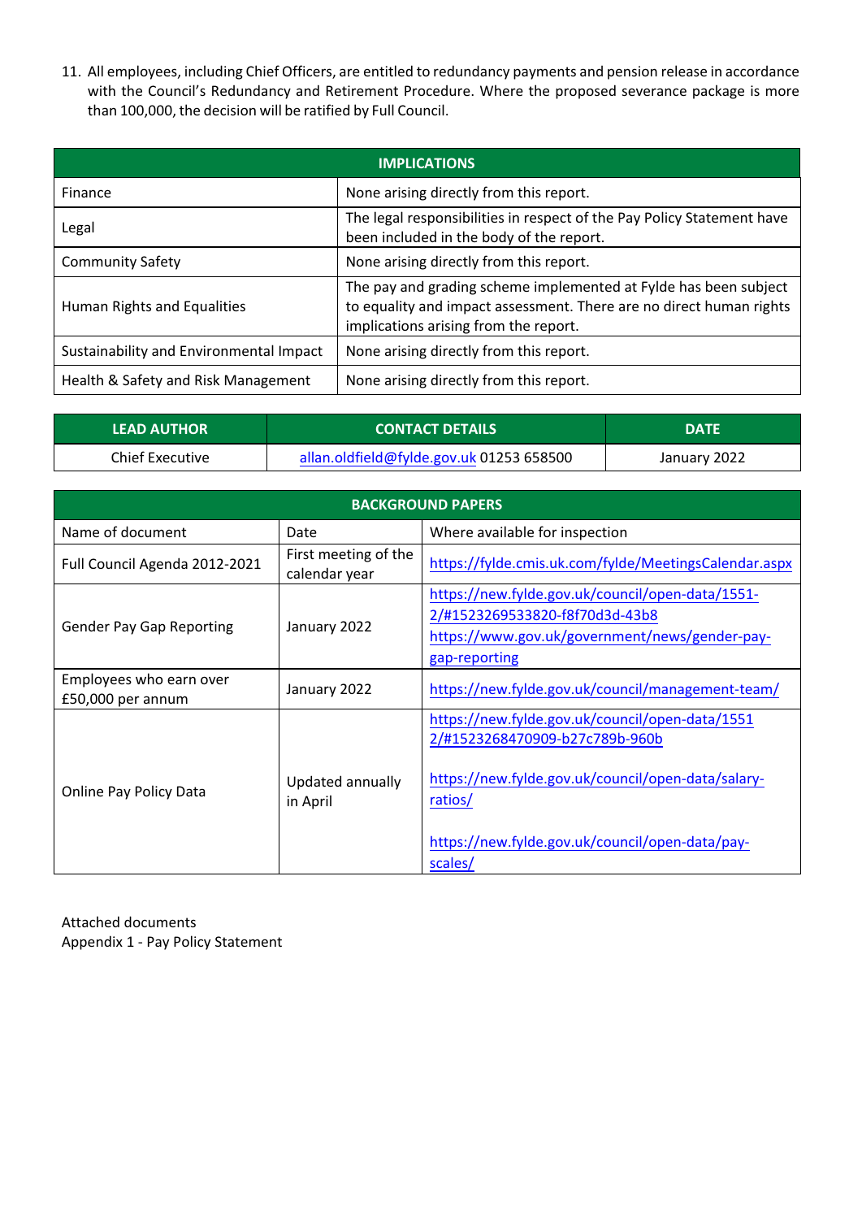11. All employees, including Chief Officers, are entitled to redundancy payments and pension release in accordance with the Council's Redundancy and Retirement Procedure. Where the proposed severance package is more than 100,000, the decision will be ratified by Full Council.

| IMPLICATIONS | |
|---|---|
| Finance | None arising directly from this report. |
| Legal | The legal responsibilities in respect of the Pay Policy Statement have been included in the body of the report. |
| Community Safety | None arising directly from this report. |
| Human Rights and Equalities | The pay and grading scheme implemented at Fylde has been subject to equality and impact assessment. There are no direct human rights implications arising from the report. |
| Sustainability and Environmental Impact | None arising directly from this report. |
| Health & Safety and Risk Management | None arising directly from this report. |

| LEAD AUTHOR | CONTACT DETAILS | DATE |
|---|---|---|
| Chief Executive | allan.oldfield@fylde.gov.uk 01253 658500 | January 2022 |

| BACKGROUND PAPERS | | |
|---|---|---|
| Name of document | Date | Where available for inspection |
| Full Council Agenda 2012-2021 | First meeting of the calendar year | https://fylde.cmis.uk.com/fylde/MeetingsCalendar.aspx |
| Gender Pay Gap Reporting | January 2022 | https://new.fylde.gov.uk/council/open-data/1551-2/#1523269533820-f8f70d3d-43b8 https://www.gov.uk/government/news/gender-pay-gap-reporting |
| Employees who earn over £50,000 per annum | January 2022 | https://new.fylde.gov.uk/council/management-team/ |
| Online Pay Policy Data | Updated annually in April | https://new.fylde.gov.uk/council/open-data/1551 2/#1523268470909-b27c789b-960b<br><br>https://new.fylde.gov.uk/council/open-data/salary-ratios/<br><br>https://new.fylde.gov.uk/council/open-data/pay-scales/ |

Attached documents
Appendix 1 - Pay Policy Statement